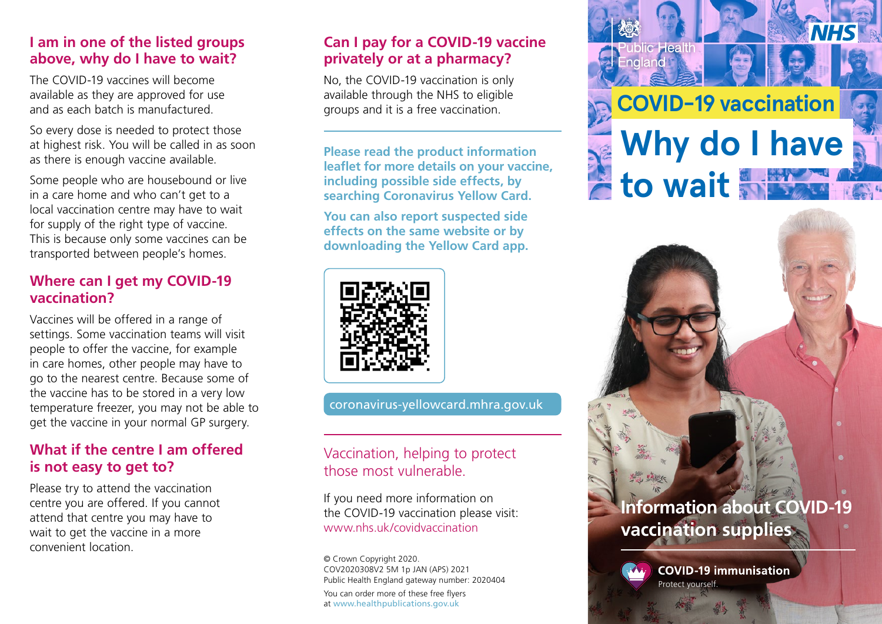## I am in one of the listed groups above, why do I have to wait?

The COVID-19 vaccines will become available as they are approved for use and as each batch is manufactured.

So every dose is needed to protect those at highest risk. You will be called in as soon as there is enough vaccine available.

Some people who are housebound or live in a care home and who can't get to a local vaccination centre may have to wait for supply of the right type of vaccine. This is because only some vaccines can be transported between people's homes.

## Where can I get my COVID-19 vaccination?

Vaccines will be offered in a range of settings. Some vaccination teams will visit people to offer the vaccine, for example in care homes, other people may have to go to the nearest centre. Because some of the vaccine has to be stored in a very low temperature freezer, you may not be able to get the vaccine in your normal GP surgery.

## What if the centre I am offered is not easy to get to?

Please try to attend the vaccination centre you are offered. If you cannot attend that centre you may have to wait to get the vaccine in a more convenient location.

## Can I pay for a COVID-19 vaccine privately or at a pharmacy?

No, the COVID-19 vaccination is only available through the NHS to eligible groups and it is a free vaccination.

**Please read the product information leaflet for more details on your vaccine, including possible side effects, by searching Coronavirus Yellow Card.**

**You can also report suspected side effects on the same website or by downloading the Yellow Card app.**

coronavirus-yellowcard.mhra.gov.uk

Vaccination, helping to protect those most vulnerable.

If you need more information on the COVID-19 vaccination please visit: www.nhs.uk/covidvaccination

© Crown Copyright 2020.
COV2020308V2 5M 1p JAN (APS) 2021
Public Health England gateway number: 2020404

You can order more of these free flyers at www.healthpublications.gov.uk

Public Health England

NHS

# COVID-19 vaccination

# Why do I have to wait

**Information about COVID-19 vaccination supplies**

**COVID-19 immunisation**
Protect yourself.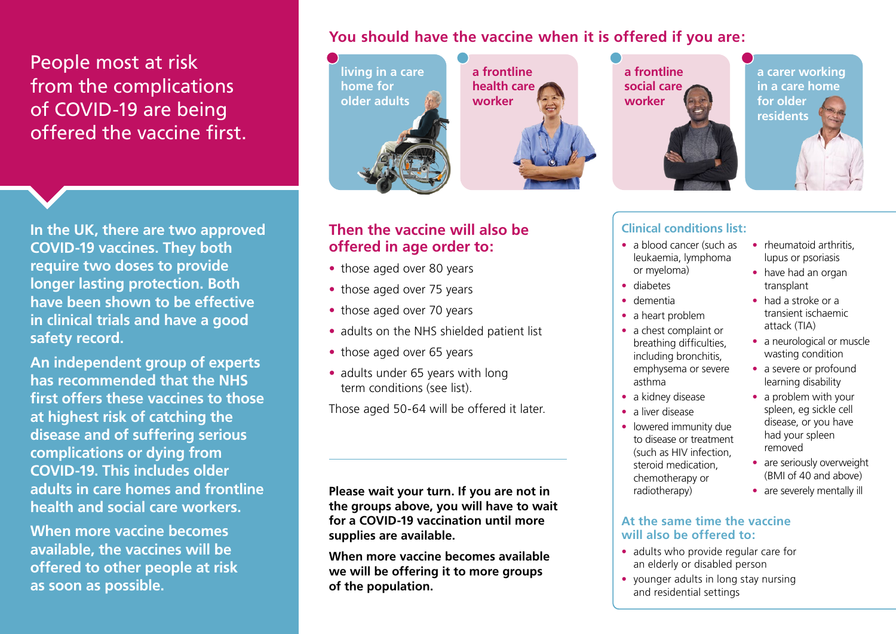# People most at risk from the complications of COVID-19 are being offered the vaccine first.

**In the UK, there are two approved COVID-19 vaccines. They both require two doses to provide longer lasting protection. Both have been shown to be effective in clinical trials and have a good safety record.**

**An independent group of experts has recommended that the NHS first offers these vaccines to those at highest risk of catching the disease and of suffering serious complications or dying from COVID-19. This includes older adults in care homes and frontline health and social care workers.**

**When more vaccine becomes available, the vaccines will be offered to other people at risk as soon as possible.**

## You should have the vaccine when it is offered if you are:

- living in a care home for older adults
- a frontline health care worker
- a frontline social care worker
- a carer working in a care home for older residents

## Then the vaccine will also be offered in age order to:

- those aged over 80 years
- those aged over 75 years
- those aged over 70 years
- adults on the NHS shielded patient list
- those aged over 65 years
- adults under 65 years with long term conditions (see list).

Those aged 50-64 will be offered it later.

**Please wait your turn. If you are not in the groups above, you will have to wait for a COVID-19 vaccination until more supplies are available.**

**When more vaccine becomes available we will be offering it to more groups of the population.**

### Clinical conditions list:

- a blood cancer (such as leukaemia, lymphoma or myeloma)
- diabetes
- dementia
- a heart problem
- a chest complaint or breathing difficulties, including bronchitis, emphysema or severe asthma
- a kidney disease
- a liver disease
- lowered immunity due to disease or treatment (such as HIV infection, steroid medication, chemotherapy or radiotherapy)
- rheumatoid arthritis, lupus or psoriasis
- have had an organ transplant
- had a stroke or a transient ischaemic attack (TIA)
- a neurological or muscle wasting condition
- a severe or profound learning disability
- a problem with your spleen, eg sickle cell disease, or you have had your spleen removed
- are seriously overweight (BMI of 40 and above)
- are severely mentally ill

### At the same time the vaccine will also be offered to:

- adults who provide regular care for an elderly or disabled person
- younger adults in long stay nursing and residential settings